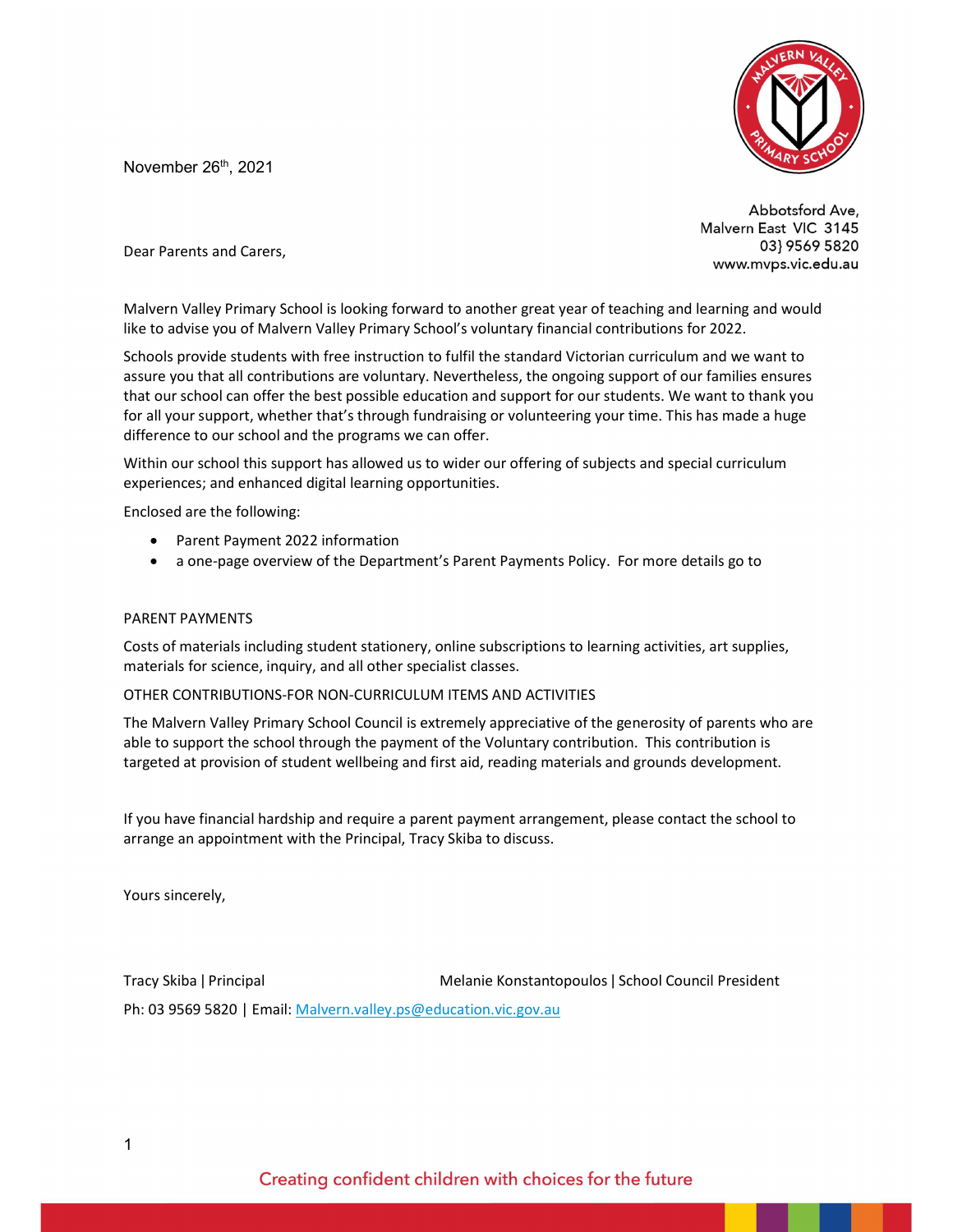November 26th, 2021

Abbotsford Ave,
Malvern East VIC 3145
03} 9569 5820
www.mvps.vic.edu.au

Dear Parents and Carers,

Malvern Valley Primary School is looking forward to another great year of teaching and learning and would like to advise you of Malvern Valley Primary School's voluntary financial contributions for 2022.

Schools provide students with free instruction to fulfil the standard Victorian curriculum and we want to assure you that all contributions are voluntary. Nevertheless, the ongoing support of our families ensures that our school can offer the best possible education and support for our students. We want to thank you for all your support, whether that's through fundraising or volunteering your time. This has made a huge difference to our school and the programs we can offer.

Within our school this support has allowed us to wider our offering of subjects and special curriculum experiences; and enhanced digital learning opportunities.

Enclosed are the following:

- Parent Payment 2022 information
- a one-page overview of the Department's Parent Payments Policy. For more details go to

PARENT PAYMENTS

Costs of materials including student stationery, online subscriptions to learning activities, art supplies, materials for science, inquiry, and all other specialist classes.

OTHER CONTRIBUTIONS-FOR NON-CURRICULUM ITEMS AND ACTIVITIES

The Malvern Valley Primary School Council is extremely appreciative of the generosity of parents who are able to support the school through the payment of the Voluntary contribution. This contribution is targeted at provision of student wellbeing and first aid, reading materials and grounds development.

If you have financial hardship and require a parent payment arrangement, please contact the school to arrange an appointment with the Principal, Tracy Skiba to discuss.

Yours sincerely,

Tracy Skiba | Principal

Melanie Konstantopoulos | School Council President

Ph: 03 9569 5820 | Email: Malvern.valley.ps@education.vic.gov.au

Creating confident children with choices for the future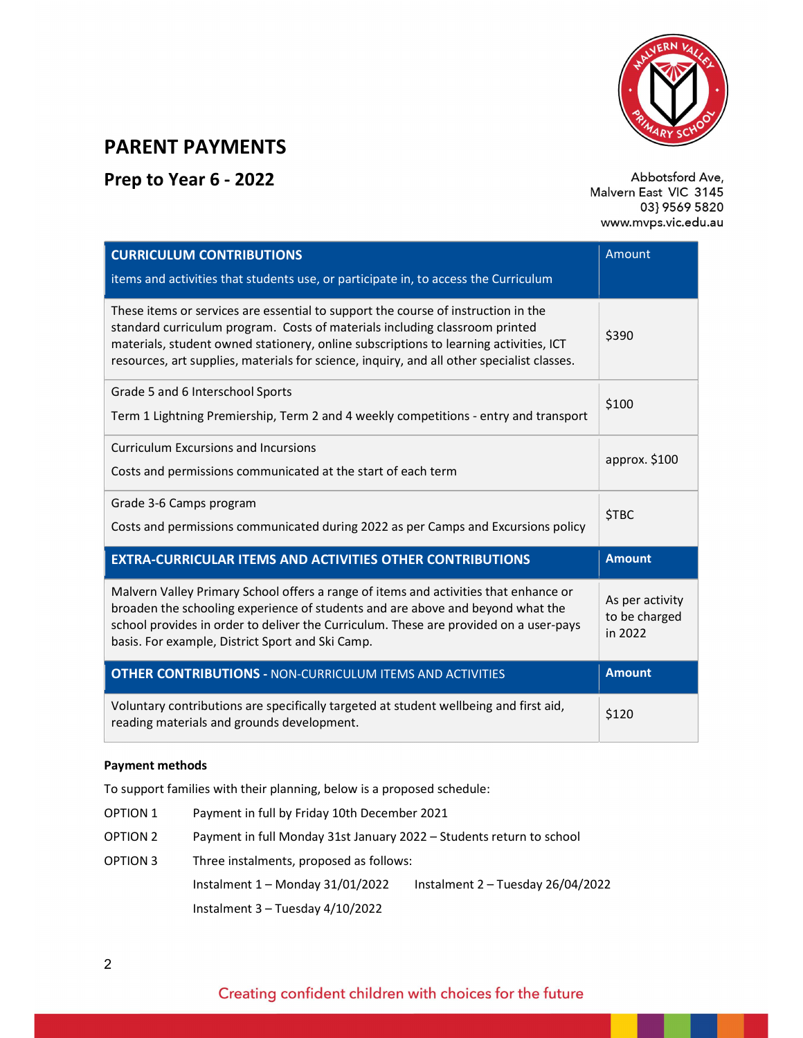# PARENT PAYMENTS

## Prep to Year 6 - 2022

Abbotsford Ave,
Malvern East VIC 3145
03} 9569 5820
www.mvps.vic.edu.au

| **CURRICULUM CONTRIBUTIONS** items and activities that students use, or participate in, to access the Curriculum | Amount |
|---|---|
| These items or services are essential to support the course of instruction in the standard curriculum program. Costs of materials including classroom printed materials, student owned stationery, online subscriptions to learning activities, ICT resources, art supplies, materials for science, inquiry, and all other specialist classes. | $390 |
| Grade 5 and 6 Interschool Sports<br>Term 1 Lightning Premiership, Term 2 and 4 weekly competitions - entry and transport | $100 |
| Curriculum Excursions and Incursions<br>Costs and permissions communicated at the start of each term | approx. $100 |
| Grade 3-6 Camps program<br>Costs and permissions communicated during 2022 as per Camps and Excursions policy | $TBC |
| **EXTRA-CURRICULAR ITEMS AND ACTIVITIES OTHER CONTRIBUTIONS** | **Amount** |
| Malvern Valley Primary School offers a range of items and activities that enhance or broaden the schooling experience of students and are above and beyond what the school provides in order to deliver the Curriculum. These are provided on a user-pays basis. For example, District Sport and Ski Camp. | As per activity to be charged in 2022 |
| **OTHER CONTRIBUTIONS -** NON-CURRICULUM ITEMS AND ACTIVITIES | **Amount** |
| Voluntary contributions are specifically targeted at student wellbeing and first aid, reading materials and grounds development. | $120 |

**Payment methods**

To support families with their planning, below is a proposed schedule:

OPTION 1 Payment in full by Friday 10th December 2021

OPTION 2 Payment in full Monday 31st January 2022 – Students return to school

OPTION 3 Three instalments, proposed as follows:

Instalment 1 – Monday 31/01/2022 Instalment 2 – Tuesday 26/04/2022

Instalment 3 – Tuesday 4/10/2022

Creating confident children with choices for the future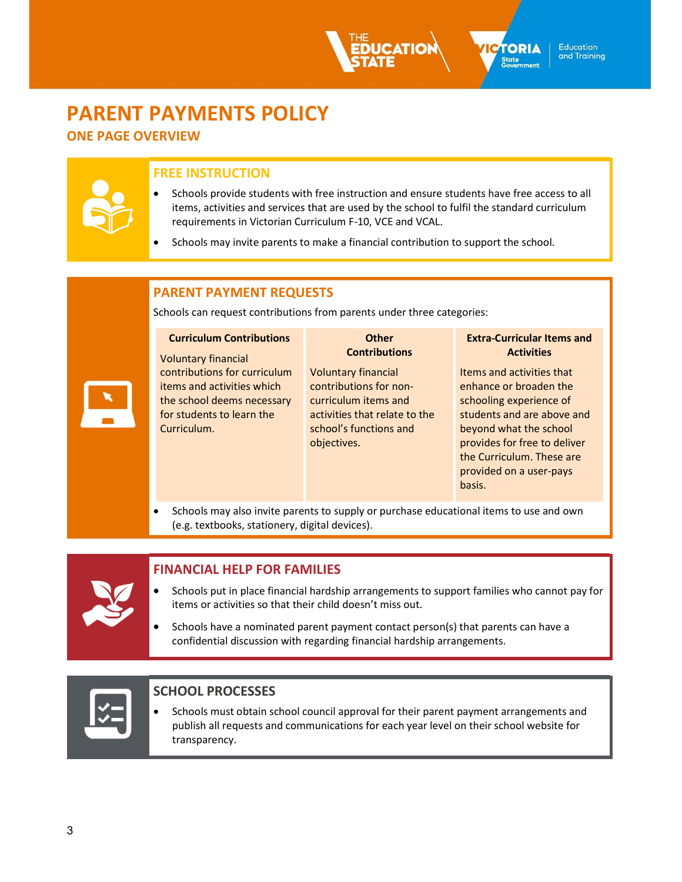# PARENT PAYMENTS POLICY

## ONE PAGE OVERVIEW

### FREE INSTRUCTION

- Schools provide students with free instruction and ensure students have free access to all items, activities and services that are used by the school to fulfil the standard curriculum requirements in Victorian Curriculum F-10, VCE and VCAL.
- Schools may invite parents to make a financial contribution to support the school.

### PARENT PAYMENT REQUESTS

Schools can request contributions from parents under three categories:

| Curriculum Contributions | Other Contributions | Extra-Curricular Items and Activities |
|---|---|---|
| Voluntary financial contributions for curriculum items and activities which the school deems necessary for students to learn the Curriculum. | Voluntary financial contributions for non-curriculum items and activities that relate to the school's functions and objectives. | Items and activities that enhance or broaden the schooling experience of students and are above and beyond what the school provides for free to deliver the Curriculum. These are provided on a user-pays basis. |

- Schools may also invite parents to supply or purchase educational items to use and own (e.g. textbooks, stationery, digital devices).

### FINANCIAL HELP FOR FAMILIES

- Schools put in place financial hardship arrangements to support families who cannot pay for items or activities so that their child doesn't miss out.
- Schools have a nominated parent payment contact person(s) that parents can have a confidential discussion with regarding financial hardship arrangements.

### SCHOOL PROCESSES

- Schools must obtain school council approval for their parent payment arrangements and publish all requests and communications for each year level on their school website for transparency.